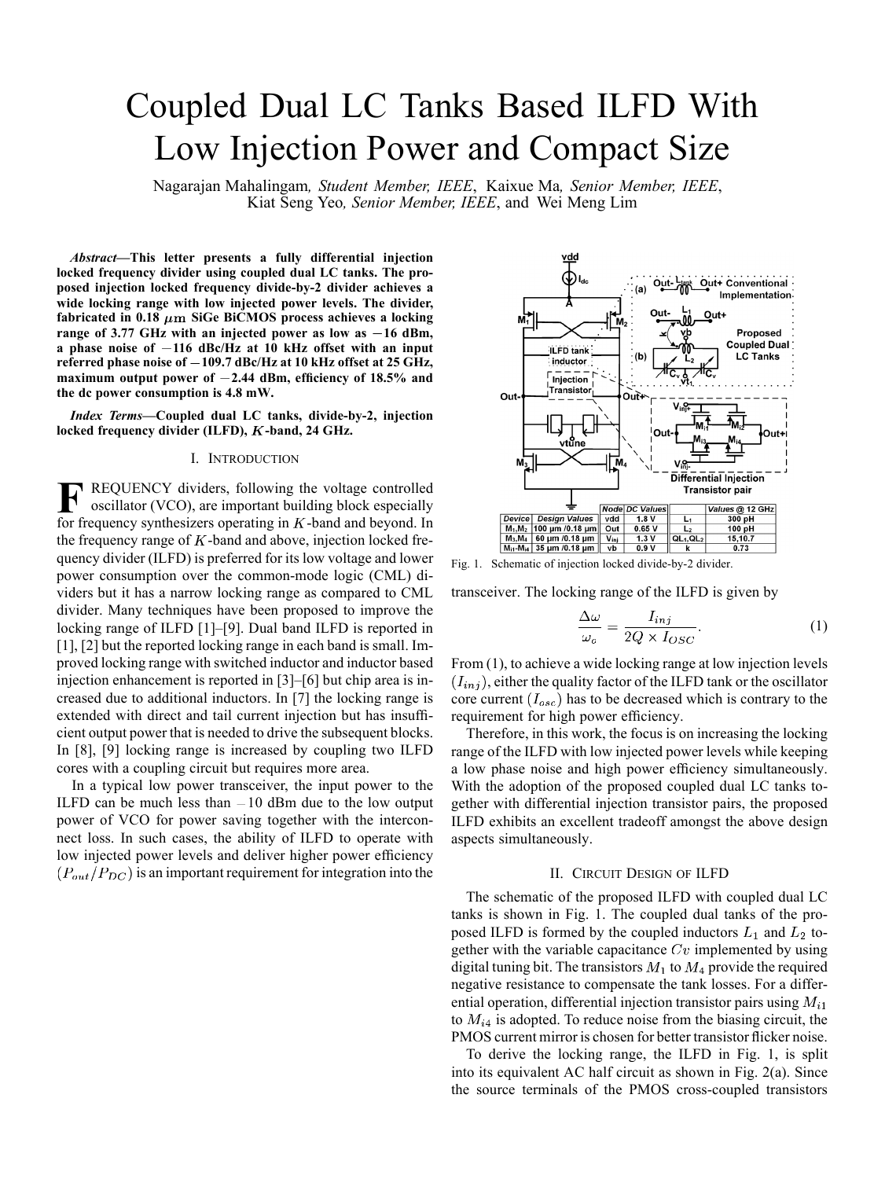# Coupled Dual LC Tanks Based ILFD With Low Injection Power and Compact Size

Nagarajan Mahalingam, *Student Member, IEEE*, Kaixue Ma, *Senior Member, IEEE*, Kiat Seng Yeo, *Senior Member, IEEE*, and Wei Meng Lim

***Abstract*—This letter presents a fully differential injection locked frequency divider using coupled dual LC tanks. The proposed injection locked frequency divide-by-2 divider achieves a wide locking range with low injected power levels. The divider, fabricated in 0.18 $\mu$m SiGe BiCMOS process achieves a locking range of 3.77 GHz with an injected power as low as −16 dBm, a phase noise of −116 dBc/Hz at 10 kHz offset with an input referred phase noise of −109.7 dBc/Hz at 10 kHz offset at 25 GHz, maximum output power of −2.44 dBm, efficiency of 18.5% and the dc power consumption is 4.8 mW.**

***Index Terms*—Coupled dual LC tanks, divide-by-2, injection locked frequency divider (ILFD), $K$-band, 24 GHz.**

## I. Introduction

FREQUENCY dividers, following the voltage controlled oscillator (VCO), are important building block especially for frequency synthesizers operating in $K$-band and beyond. In the frequency range of $K$-band and above, injection locked frequency divider (ILFD) is preferred for its low voltage and lower power consumption over the common-mode logic (CML) dividers but it has a narrow locking range as compared to CML divider. Many techniques have been proposed to improve the locking range of ILFD [1]–[9]. Dual band ILFD is reported in [1], [2] but the reported locking range in each band is small. Improved locking range with switched inductor and inductor based injection enhancement is reported in [3]–[6] but chip area is increased due to additional inductors. In [7] the locking range is extended with direct and tail current injection but has insufficient output power that is needed to drive the subsequent blocks. In [8], [9] locking range is increased by coupling two ILFD cores with a coupling circuit but requires more area.

In a typical low power transceiver, the input power to the ILFD can be much less than −10 dBm due to the low output power of VCO for power saving together with the interconnect loss. In such cases, the ability of ILFD to operate with low injected power levels and deliver higher power efficiency ($P_{out}/P_{DC}$) is an important requirement for integration into the transceiver. The locking range of the ILFD is given by

$$\frac{\Delta\omega}{\omega_o} = \frac{I_{inj}}{2Q \times I_{OSC}}. \quad (1)$$

From (1), to achieve a wide locking range at low injection levels ($I_{inj}$), either the quality factor of the ILFD tank or the oscillator core current ($I_{osc}$) has to be decreased which is contrary to the requirement for high power efficiency.

Therefore, in this work, the focus is on increasing the locking range of the ILFD with low injected power levels while keeping a low phase noise and high power efficiency simultaneously. With the adoption of the proposed coupled dual LC tanks together with differential injection transistor pairs, the proposed ILFD exhibits an excellent tradeoff amongst the above design aspects simultaneously.

| Device | Design Values | Node | DC Values | | Values @ 12 GHz |
|---|---|---|---|---|---|
| $M_1$,$M_2$ | 100 µm /0.18 µm | vdd | 1.8 V | $L_1$ | 300 pH |
| $M_3$,$M_4$ | 60 µm /0.18 µm | Out | 0.65 V | $L_2$ | 100 pH |
| $M_{i1}$-$M_{i4}$ | 35 µm /0.18 µm | $V_{inj}$ | 1.3 V | $QL_1$,$QL_2$ | 15,10.7 |
| | | vb | 0.9 V | k | 0.73 |

Fig. 1. Schematic of injection locked divide-by-2 divider.

## II. Circuit Design of ILFD

The schematic of the proposed ILFD with coupled dual LC tanks is shown in Fig. 1. The coupled dual tanks of the proposed ILFD is formed by the coupled inductors $L_1$ and $L_2$ together with the variable capacitance $Cv$ implemented by using digital tuning bit. The transistors $M_1$ to $M_4$ provide the required negative resistance to compensate the tank losses. For a differential operation, differential injection transistor pairs using $M_{i1}$ to $M_{i4}$ is adopted. To reduce noise from the biasing circuit, the PMOS current mirror is chosen for better transistor flicker noise.

To derive the locking range, the ILFD in Fig. 1, is split into its equivalent AC half circuit as shown in Fig. 2(a). Since the source terminals of the PMOS cross-coupled transistors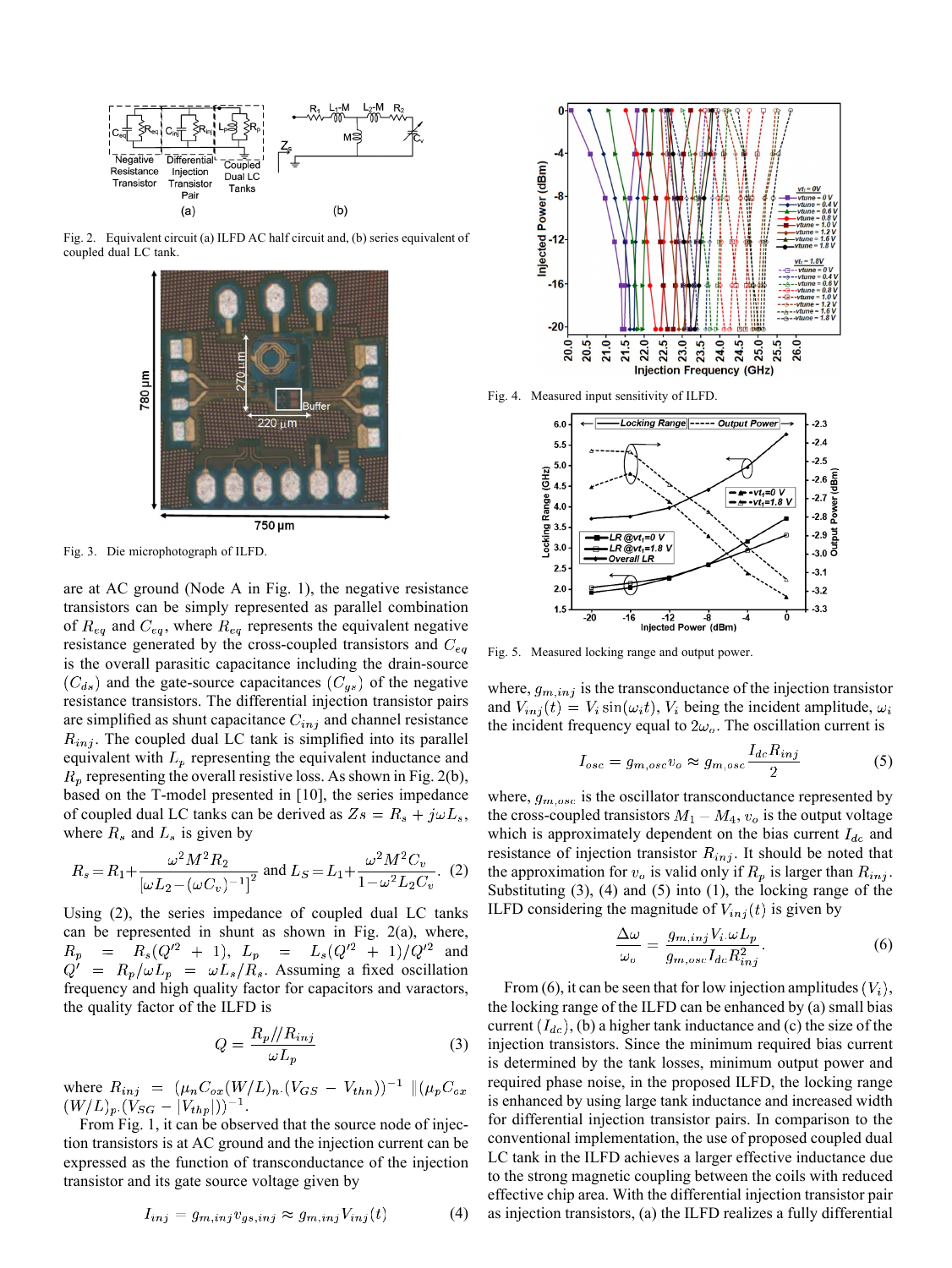Fig. 2. Equivalent circuit (a) ILFD AC half circuit and, (b) series equivalent of coupled dual LC tank.

Fig. 3. Die microphotograph of ILFD.

Fig. 4. Measured input sensitivity of ILFD.

Fig. 5. Measured locking range and output power.

are at AC ground (Node A in Fig. 1), the negative resistance transistors can be simply represented as parallel combination of $R_{eq}$ and $C_{eq}$, where $R_{eq}$ represents the equivalent negative resistance generated by the cross-coupled transistors and $C_{eq}$ is the overall parasitic capacitance including the drain-source ($C_{ds}$) and the gate-source capacitances ($C_{gs}$) of the negative resistance transistors. The differential injection transistor pairs are simplified as shunt capacitance $C_{inj}$ and channel resistance $R_{inj}$. The coupled dual LC tank is simplified into its parallel equivalent with $L_p$ representing the equivalent inductance and $R_p$ representing the overall resistive loss. As shown in Fig. 2(b), based on the T-model presented in [10], the series impedance of coupled dual LC tanks can be derived as $Zs = R_s + j\omega L_s$, where $R_s$ and $L_s$ is given by

$$R_s = R_1 + \frac{\omega^2 M^2 R_2}{\left[\omega L_2 - (\omega C_v)^{-1}\right]^2} \text{ and } L_S = L_1 + \frac{\omega^2 M^2 C_v}{1 - \omega^2 L_2 C_v}. \quad (2)$$

Using (2), the series impedance of coupled dual LC tanks can be represented in shunt as shown in Fig. 2(a), where, $R_p = R_s(Q'^2 + 1)$, $L_p = L_s(Q'^2 + 1)/Q'^2$ and $Q' = R_p/\omega L_p = \omega L_s/R_s$. Assuming a fixed oscillation frequency and high quality factor for capacitors and varactors, the quality factor of the ILFD is

$$Q = \frac{R_p // R_{inj}}{\omega L_p} \quad (3)$$

where $R_{inj} = (\mu_n C_{ox}(W/L)_n.(V_{GS} - V_{thn}))^{-1} \| (\mu_p C_{ox} (W/L)_p.(V_{SG} - |V_{thp}|))^{-1}$.

From Fig. 1, it can be observed that the source node of injection transistors is at AC ground and the injection current can be expressed as the function of transconductance of the injection transistor and its gate source voltage given by

$$I_{inj} = g_{m,inj} v_{gs,inj} \approx g_{m,inj} V_{inj}(t) \quad (4)$$

where, $g_{m,inj}$ is the transconductance of the injection transistor and $V_{inj}(t) = V_i \sin(\omega_i t)$, $V_i$ being the incident amplitude, $\omega_i$ the incident frequency equal to $2\omega_o$. The oscillation current is

$$I_{osc} = g_{m,osc} v_o \approx g_{m,osc} \frac{I_{dc} R_{inj}}{2} \quad (5)$$

where, $g_{m,osc}$ is the oscillator transconductance represented by the cross-coupled transistors $M_1 - M_4$, $v_o$ is the output voltage which is approximately dependent on the bias current $I_{dc}$ and resistance of injection transistor $R_{inj}$. It should be noted that the approximation for $v_o$ is valid only if $R_p$ is larger than $R_{inj}$. Substituting (3), (4) and (5) into (1), the locking range of the ILFD considering the magnitude of $V_{inj}(t)$ is given by

$$\frac{\Delta\omega}{\omega_o} = \frac{g_{m,inj} V_i . \omega L_p}{g_{m,osc} I_{dc} R_{inj}^2}. \quad (6)$$

From (6), it can be seen that for low injection amplitudes ($V_i$), the locking range of the ILFD can be enhanced by (a) small bias current ($I_{dc}$), (b) a higher tank inductance and (c) the size of the injection transistors. Since the minimum required bias current is determined by the tank losses, minimum output power and required phase noise, in the proposed ILFD, the locking range is enhanced by using large tank inductance and increased width for differential injection transistor pairs. In comparison to the conventional implementation, the use of proposed coupled dual LC tank in the ILFD achieves a larger effective inductance due to the strong magnetic coupling between the coils with reduced effective chip area. With the differential injection transistor pair as injection transistors, (a) the ILFD realizes a fully differential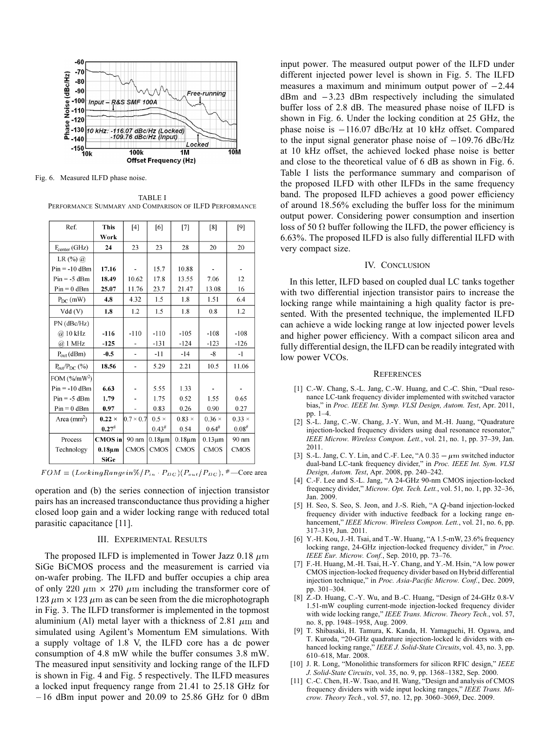-60
-70
-80
-90
-100
-110
-120
-130
-140
-150
Phase Noise (dBc/Hz)
Input – R&S SMF 100A
Free-running
10 kHz: -116.07 dBc/Hz (Locked)
-109.76 dBc/Hz (Input)
Locked
10k
100k
1M
10M
Offset Frequency (Hz)

Fig. 6. Measured ILFD phase noise.

TABLE I
PERFORMANCE SUMMARY AND COMPARISON OF ILFD PERFORMANCE

| Ref. | **This Work** | [4] | [6] | [7] | [8] | [9] |
|---|---|---|---|---|---|---|
| $F_{center}$ (GHz) | **24** | 23 | 23 | 28 | 20 | 20 |
| LR (%) @ | | | | | | |
| Pin = -10 dBm | **17.16** | - | 15.7 | 10.88 | - | - |
| Pin = -5 dBm | **18.49** | 10.62 | 17.8 | 13.55 | 7.06 | 12 |
| Pin = 0 dBm | **25.07** | 11.76 | 23.7 | 21.47 | 13.08 | 16 |
| $P_{DC}$ (mW) | **4.8** | 4.32 | 1.5 | 1.8 | 1.51 | 6.4 |
| Vdd (V) | **1.8** | 1.2 | 1.5 | 1.8 | 0.8 | 1.2 |
| PN (dBc/Hz) | | | | | | |
| @ 10 kHz | **-116** | -110 | -110 | -105 | -108 | -108 |
| @ 1 MHz | **-125** | - | -131 | -124 | -123 | -126 |
| $P_{out}$ (dBm) | **-0.5** | - | -11 | -14 | -8 | -1 |
| $P_{out}/P_{DC}$ (%) | **18.56** | - | 5.29 | 2.21 | 10.5 | 11.06 |
| FOM (%/mW$^2$) | | | | | | |
| Pin = -10 dBm | **6.63** | - | 5.55 | 1.33 | - | - |
| Pin = -5 dBm | **1.79** | - | 1.75 | 0.52 | 1.55 | 0.65 |
| Pin = 0 dBm | **0.97** | - | 0.83 | 0.26 | 0.90 | 0.27 |
| Area (mm$^2$) | **0.22 × 0.27#** | 0.7 × 0.7 | 0.5 × 0.43# | 0.83 × 0.54 | 0.36 × 0.64# | 0.33 × 0.08# |
| Process Technology | **CMOS in 0.18μm SiGe** | 90 nm CMOS | 0.18μm CMOS | 0.18μm CMOS | 0.13μm CMOS | 90 nm CMOS |

$FOM = (LockingRangein\%/P_{in} \cdot P_{DC})(P_{out}/P_{DC})$, #—Core area

operation and (b) the series connection of injection transistor pairs has an increased transconductance thus providing a higher closed loop gain and a wider locking range with reduced total parasitic capacitance [11].

## III. Experimental Results

The proposed ILFD is implemented in Tower Jazz 0.18 $\mu$m SiGe BiCMOS process and the measurement is carried via on-wafer probing. The ILFD and buffer occupies a chip area of only 220 $\mu$m × 270 $\mu$m including the transformer core of 123 $\mu$m × 123 $\mu$m as can be seen from the die microphotograph in Fig. 3. The ILFD transformer is implemented in the topmost aluminium (Al) metal layer with a thickness of 2.81 $\mu$m and simulated using Agilent's Momentum EM simulations. With a supply voltage of 1.8 V, the ILFD core has a dc power consumption of 4.8 mW while the buffer consumes 3.8 mW. The measured input sensitivity and locking range of the ILFD is shown in Fig. 4 and Fig. 5 respectively. The ILFD measures a locked input frequency range from 21.41 to 25.18 GHz for −16 dBm input power and 20.09 to 25.86 GHz for 0 dBm input power. The measured output power of the ILFD under different injected power level is shown in Fig. 5. The ILFD measures a maximum and minimum output power of −2.44 dBm and −3.23 dBm respectively including the simulated buffer loss of 2.8 dB. The measured phase noise of ILFD is shown in Fig. 6. Under the locking condition at 25 GHz, the phase noise is −116.07 dBc/Hz at 10 kHz offset. Compared to the input signal generator phase noise of −109.76 dBc/Hz at 10 kHz offset, the achieved locked phase noise is better and close to the theoretical value of 6 dB as shown in Fig. 6. Table I lists the performance summary and comparison of the proposed ILFD with other ILFDs in the same frequency band. The proposed ILFD achieves a good power efficiency of around 18.56% excluding the buffer loss for the minimum output power. Considering power consumption and insertion loss of 50 Ω buffer following the ILFD, the power efficiency is 6.63%. The proposed ILFD is also fully differential ILFD with very compact size.

## IV. Conclusion

In this letter, ILFD based on coupled dual LC tanks together with two differential injection transistor pairs to increase the locking range while maintaining a high quality factor is presented. With the presented technique, the implemented ILFD can achieve a wide locking range at low injected power levels and higher power efficiency. With a compact silicon area and fully differential design, the ILFD can be readily integrated with low power VCOs.

## References

[1] C.-W. Chang, S.-L. Jang, C.-W. Huang, and C.-C. Shin, "Dual resonance LC-tank frequency divider implemented with switched varactor bias," in *Proc. IEEE Int. Symp. VLSI Design, Autom. Test*, Apr. 2011, pp. 1–4.

[2] S.-L. Jang, C.-W. Chang, J.-Y. Wun, and M.-H. Juang, "Quadrature injection-locked frequency dividers using dual resonance resonator," *IEEE Microw. Wireless Compon. Lett.*, vol. 21, no. 1, pp. 37–39, Jan. 2011.

[3] S.-L. Jang, C. Y. Lin, and C.-F. Lee, "A 0.35 − $\mu$m switched inductor dual-band LC-tank frequency divider," in *Proc. IEEE Int. Sym. VLSI Design, Autom. Test*, Apr. 2008, pp. 240–242.

[4] C.-F. Lee and S.-L. Jang, "A 24-GHz 90-nm CMOS injection-locked frequency divider," *Microw. Opt. Tech. Lett.*, vol. 51, no. 1, pp. 32–36, Jan. 2009.

[5] H. Seo, S. Seo, S. Jeon, and J.-S. Rieh, "A $Q$-band injection-locked frequency divider with inductive feedback for a locking range enhancement," *IEEE Microw. Wireless Compon. Lett.*, vol. 21, no. 6, pp. 317–319, Jun. 2011.

[6] Y.-H. Kou, J.-H. Tsai, and T.-W. Huang, "A 1.5-mW, 23.6% frequency locking range, 24-GHz injection-locked frequency divider," in *Proc. IEEE Eur. Microw. Conf.*, Sep. 2010, pp. 73–76.

[7] F.-H. Huang, M.-H. Tsai, H.-Y. Chang, and Y.-M. Hsin, "A low power CMOS injection-locked frequency divider based on Hybrid differential injection technique," in *Proc. Asia-Pacific Microw. Conf.*, Dec. 2009, pp. 301–304.

[8] Z.-D. Huang, C.-Y. Wu, and B.-C. Huang, "Design of 24-GHz 0.8-V 1.51-mW coupling current-mode injection-locked frequency divider with wide locking range," *IEEE Trans. Microw. Theory Tech.*, vol. 57, no. 8, pp. 1948–1958, Aug. 2009.

[9] T. Shibasaki, H. Tamura, K. Kanda, H. Yamaguchi, H. Ogawa, and T. Kuroda, "20-GHz quadrature injection-locked lc dividers with enhanced locking range," *IEEE J. Solid-State Circuits*, vol. 43, no. 3, pp. 610–618, Mar. 2008.

[10] J. R. Long, "Monolithic transformers for silicon RFIC design," *IEEE J. Solid-State Circuits*, vol. 35, no. 9, pp. 1368–1382, Sep. 2000.

[11] C.-C. Chen, H.-W. Tsao, and H. Wang, "Design and analysis of CMOS frequency dividers with wide input locking ranges," *IEEE Trans. Microw. Theory Tech.*, vol. 57, no. 12, pp. 3060–3069, Dec. 2009.